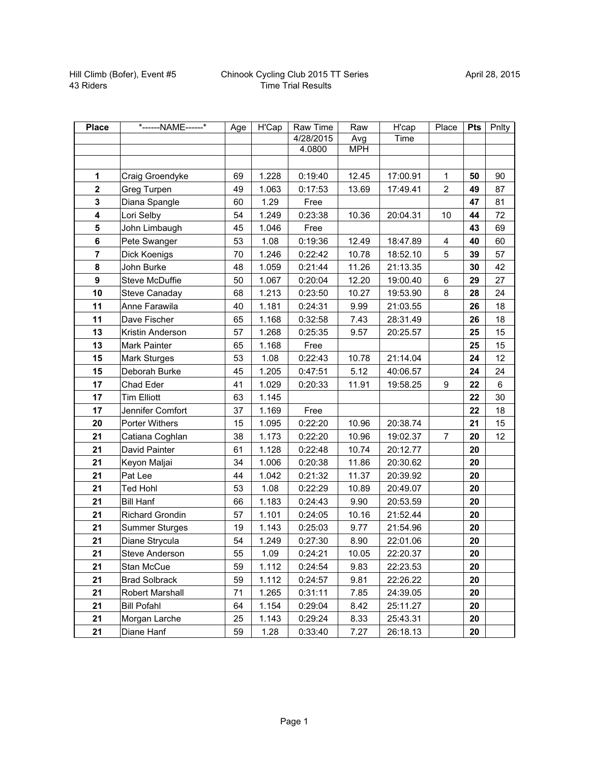Hill Climb (Bofer), Event #5
43 Riders

Chinook Cycling Club 2015 TT Series
Time Trial Results

April 28, 2015

| Place | *------NAME------* | Age | H'Cap | Raw Time | Raw | H'cap | Place | Pts | Pnlty |
|---|---|---|---|---|---|---|---|---|---|
| | | | | 4/28/2015 | Avg | Time | | | |
| | | | | 4.0800 | MPH | | | | |
| | | | | | | | | | |
| **1** | Craig Groendyke | 69 | 1.228 | 0:19:40 | 12.45 | 17:00.91 | 1 | **50** | 90 |
| **2** | Greg Turpen | 49 | 1.063 | 0:17:53 | 13.69 | 17:49.41 | 2 | **49** | 87 |
| **3** | Diana Spangle | 60 | 1.29 | Free | | | | **47** | 81 |
| **4** | Lori Selby | 54 | 1.249 | 0:23:38 | 10.36 | 20:04.31 | 10 | **44** | 72 |
| **5** | John Limbaugh | 45 | 1.046 | Free | | | | **43** | 69 |
| **6** | Pete Swanger | 53 | 1.08 | 0:19:36 | 12.49 | 18:47.89 | 4 | **40** | 60 |
| **7** | Dick Koenigs | 70 | 1.246 | 0:22:42 | 10.78 | 18:52.10 | 5 | **39** | 57 |
| **8** | John Burke | 48 | 1.059 | 0:21:44 | 11.26 | 21:13.35 | | **30** | 42 |
| **9** | Steve McDuffie | 50 | 1.067 | 0:20:04 | 12.20 | 19:00.40 | 6 | **29** | 27 |
| **10** | Steve Canaday | 68 | 1.213 | 0:23:50 | 10.27 | 19:53.90 | 8 | **28** | 24 |
| **11** | Anne Farawila | 40 | 1.181 | 0:24:31 | 9.99 | 21:03.55 | | **26** | 18 |
| **11** | Dave Fischer | 65 | 1.168 | 0:32:58 | 7.43 | 28:31.49 | | **26** | 18 |
| **13** | Kristin Anderson | 57 | 1.268 | 0:25:35 | 9.57 | 20:25.57 | | **25** | 15 |
| **13** | Mark Painter | 65 | 1.168 | Free | | | | **25** | 15 |
| **15** | Mark Sturges | 53 | 1.08 | 0:22:43 | 10.78 | 21:14.04 | | **24** | 12 |
| **15** | Deborah Burke | 45 | 1.205 | 0:47:51 | 5.12 | 40:06.57 | | **24** | 24 |
| **17** | Chad Eder | 41 | 1.029 | 0:20:33 | 11.91 | 19:58.25 | 9 | **22** | 6 |
| **17** | Tim Elliott | 63 | 1.145 | | | | | **22** | 30 |
| **17** | Jennifer Comfort | 37 | 1.169 | Free | | | | **22** | 18 |
| **20** | Porter Withers | 15 | 1.095 | 0:22:20 | 10.96 | 20:38.74 | | **21** | 15 |
| **21** | Catiana Coghlan | 38 | 1.173 | 0:22:20 | 10.96 | 19:02.37 | 7 | **20** | 12 |
| **21** | David Painter | 61 | 1.128 | 0:22:48 | 10.74 | 20:12.77 | | **20** | |
| **21** | Keyon Maljai | 34 | 1.006 | 0:20:38 | 11.86 | 20:30.62 | | **20** | |
| **21** | Pat Lee | 44 | 1.042 | 0:21:32 | 11.37 | 20:39.92 | | **20** | |
| **21** | Ted Hohl | 53 | 1.08 | 0:22:29 | 10.89 | 20:49.07 | | **20** | |
| **21** | Bill Hanf | 66 | 1.183 | 0:24:43 | 9.90 | 20:53.59 | | **20** | |
| **21** | Richard Grondin | 57 | 1.101 | 0:24:05 | 10.16 | 21:52.44 | | **20** | |
| **21** | Summer Sturges | 19 | 1.143 | 0:25:03 | 9.77 | 21:54.96 | | **20** | |
| **21** | Diane Strycula | 54 | 1.249 | 0:27:30 | 8.90 | 22:01.06 | | **20** | |
| **21** | Steve Anderson | 55 | 1.09 | 0:24:21 | 10.05 | 22:20.37 | | **20** | |
| **21** | Stan McCue | 59 | 1.112 | 0:24:54 | 9.83 | 22:23.53 | | **20** | |
| **21** | Brad Solbrack | 59 | 1.112 | 0:24:57 | 9.81 | 22:26.22 | | **20** | |
| **21** | Robert Marshall | 71 | 1.265 | 0:31:11 | 7.85 | 24:39.05 | | **20** | |
| **21** | Bill Pofahl | 64 | 1.154 | 0:29:04 | 8.42 | 25:11.27 | | **20** | |
| **21** | Morgan Larche | 25 | 1.143 | 0:29:24 | 8.33 | 25:43.31 | | **20** | |
| **21** | Diane Hanf | 59 | 1.28 | 0:33:40 | 7.27 | 26:18.13 | | **20** | |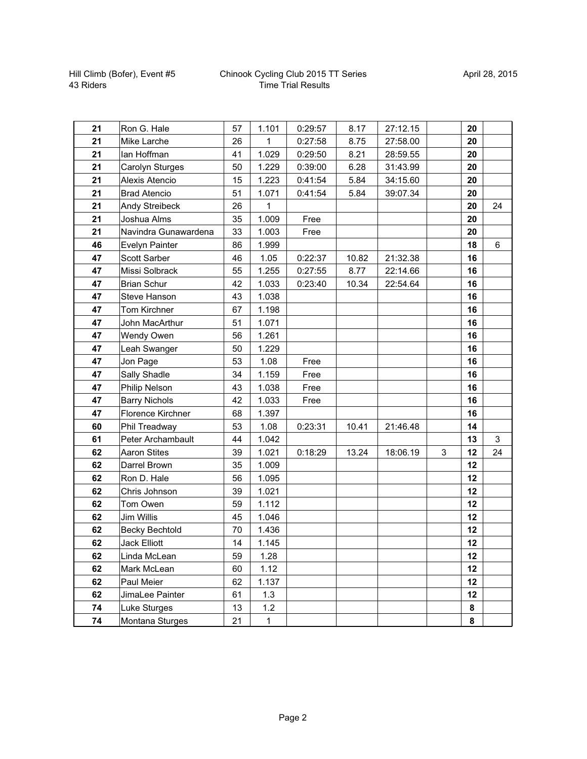Hill Climb (Bofer), Event #5
43 Riders

Chinook Cycling Club 2015 TT Series
Time Trial Results

April 28, 2015

| | | | | | | | | | |
|---|---|---|---|---|---|---|---|---|---|
| **21** | Ron G. Hale | 57 | 1.101 | 0:29:57 | 8.17 | 27:12.15 | | **20** | |
| **21** | Mike Larche | 26 | 1 | 0:27:58 | 8.75 | 27:58.00 | | **20** | |
| **21** | Ian Hoffman | 41 | 1.029 | 0:29:50 | 8.21 | 28:59.55 | | **20** | |
| **21** | Carolyn Sturges | 50 | 1.229 | 0:39:00 | 6.28 | 31:43.99 | | **20** | |
| **21** | Alexis Atencio | 15 | 1.223 | 0:41:54 | 5.84 | 34:15.60 | | **20** | |
| **21** | Brad Atencio | 51 | 1.071 | 0:41:54 | 5.84 | 39:07.34 | | **20** | |
| **21** | Andy Streibeck | 26 | 1 | | | | | **20** | 24 |
| **21** | Joshua Alms | 35 | 1.009 | Free | | | | **20** | |
| **21** | Navindra Gunawardena | 33 | 1.003 | Free | | | | **20** | |
| **46** | Evelyn Painter | 86 | 1.999 | | | | | **18** | 6 |
| **47** | Scott Sarber | 46 | 1.05 | 0:22:37 | 10.82 | 21:32.38 | | **16** | |
| **47** | Missi Solbrack | 55 | 1.255 | 0:27:55 | 8.77 | 22:14.66 | | **16** | |
| **47** | Brian Schur | 42 | 1.033 | 0:23:40 | 10.34 | 22:54.64 | | **16** | |
| **47** | Steve Hanson | 43 | 1.038 | | | | | **16** | |
| **47** | Tom Kirchner | 67 | 1.198 | | | | | **16** | |
| **47** | John MacArthur | 51 | 1.071 | | | | | **16** | |
| **47** | Wendy Owen | 56 | 1.261 | | | | | **16** | |
| **47** | Leah Swanger | 50 | 1.229 | | | | | **16** | |
| **47** | Jon Page | 53 | 1.08 | Free | | | | **16** | |
| **47** | Sally Shadle | 34 | 1.159 | Free | | | | **16** | |
| **47** | Philip Nelson | 43 | 1.038 | Free | | | | **16** | |
| **47** | Barry Nichols | 42 | 1.033 | Free | | | | **16** | |
| **47** | Florence Kirchner | 68 | 1.397 | | | | | **16** | |
| **60** | Phil Treadway | 53 | 1.08 | 0:23:31 | 10.41 | 21:46.48 | | **14** | |
| **61** | Peter Archambault | 44 | 1.042 | | | | | **13** | 3 |
| **62** | Aaron Stites | 39 | 1.021 | 0:18:29 | 13.24 | 18:06.19 | 3 | **12** | 24 |
| **62** | Darrel Brown | 35 | 1.009 | | | | | **12** | |
| **62** | Ron D. Hale | 56 | 1.095 | | | | | **12** | |
| **62** | Chris Johnson | 39 | 1.021 | | | | | **12** | |
| **62** | Tom Owen | 59 | 1.112 | | | | | **12** | |
| **62** | Jim Willis | 45 | 1.046 | | | | | **12** | |
| **62** | Becky Bechtold | 70 | 1.436 | | | | | **12** | |
| **62** | Jack Elliott | 14 | 1.145 | | | | | **12** | |
| **62** | Linda McLean | 59 | 1.28 | | | | | **12** | |
| **62** | Mark McLean | 60 | 1.12 | | | | | **12** | |
| **62** | Paul Meier | 62 | 1.137 | | | | | **12** | |
| **62** | JimaLee Painter | 61 | 1.3 | | | | | **12** | |
| **74** | Luke Sturges | 13 | 1.2 | | | | | **8** | |
| **74** | Montana Sturges | 21 | 1 | | | | | **8** | |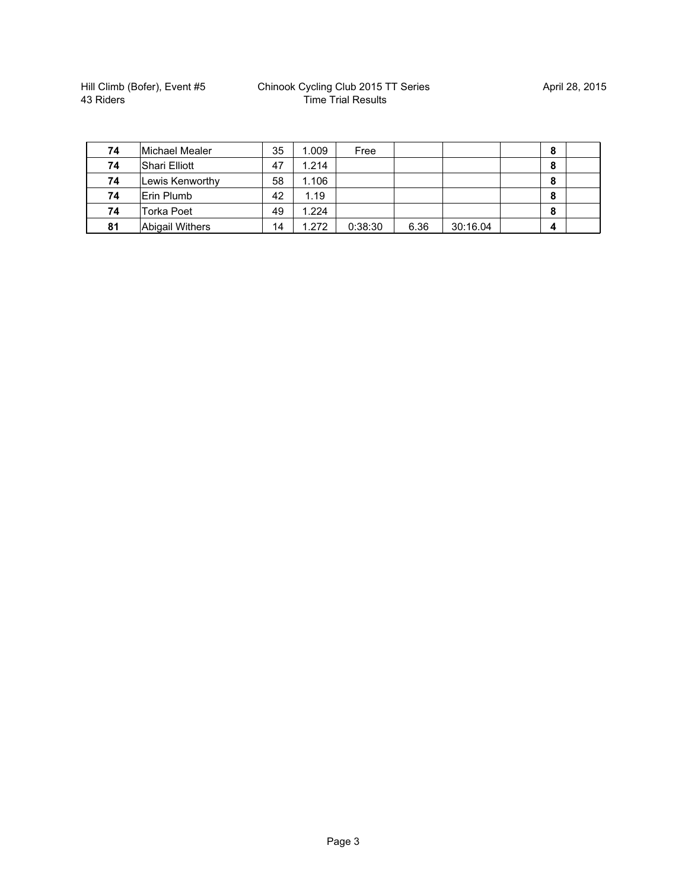Hill Climb (Bofer), Event #5
43 Riders

Chinook Cycling Club 2015 TT Series
Time Trial Results

April 28, 2015

| | | | | | | | | | |
|---|---|---|---|---|---|---|---|---|---|
| **74** | Michael Mealer | 35 | 1.009 | Free | | | | **8** | |
| **74** | Shari Elliott | 47 | 1.214 | | | | | **8** | |
| **74** | Lewis Kenworthy | 58 | 1.106 | | | | | **8** | |
| **74** | Erin Plumb | 42 | 1.19 | | | | | **8** | |
| **74** | Torka Poet | 49 | 1.224 | | | | | **8** | |
| **81** | Abigail Withers | 14 | 1.272 | 0:38:30 | 6.36 | 30:16.04 | | **4** | |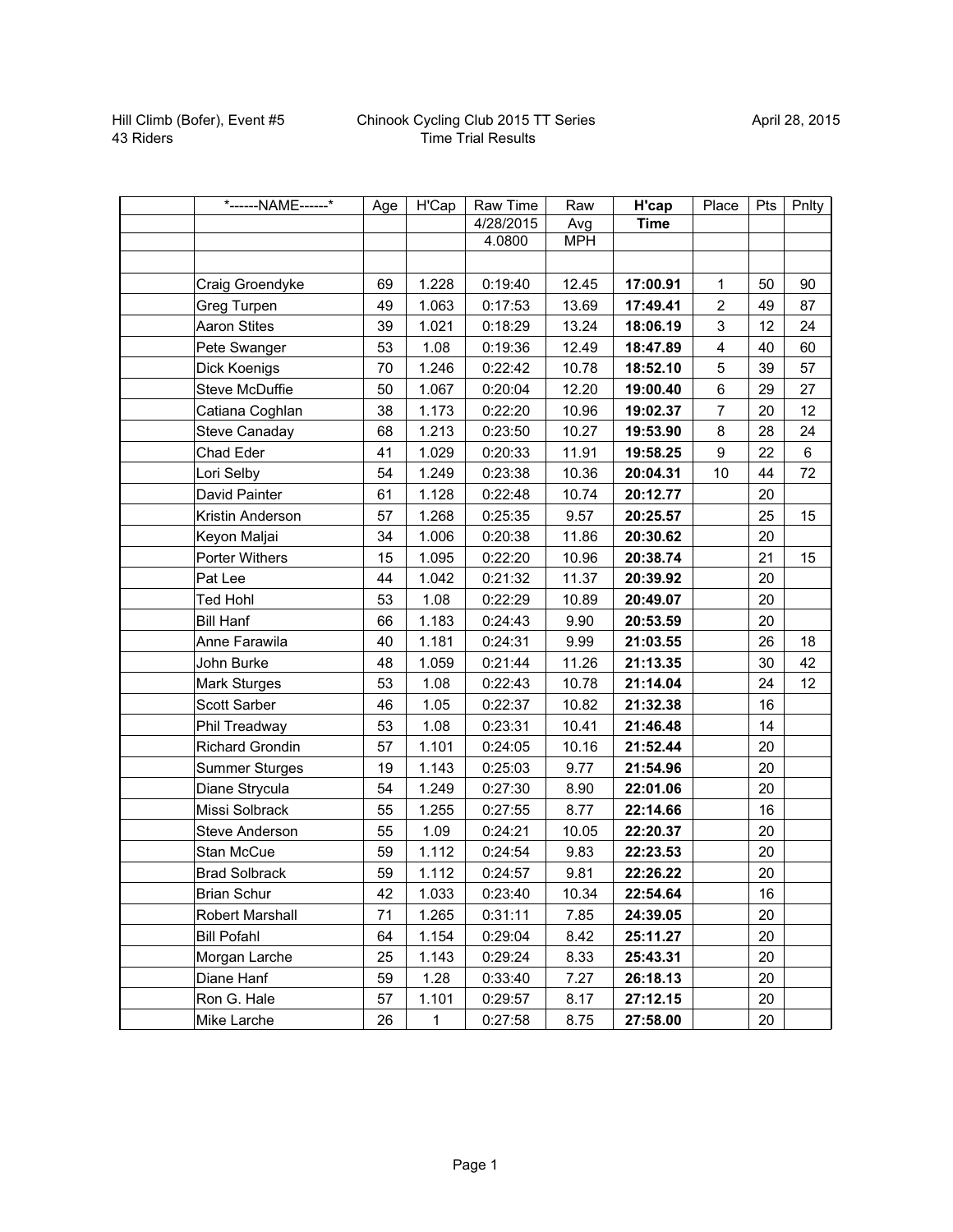Hill Climb (Bofer), Event #5
43 Riders

Chinook Cycling Club 2015 TT Series
Time Trial Results

April 28, 2015

| | *------NAME------* | Age | H'Cap | Raw Time | Raw | **H'cap** | Place | Pts | Pnlty |
|---|---|---|---|---|---|---|---|---|---|
| | | | | 4/28/2015 | Avg | **Time** | | | |
| | | | | 4.0800 | MPH | | | | |
| | | | | | | | | | |
| | Craig Groendyke | 69 | 1.228 | 0:19:40 | 12.45 | **17:00.91** | 1 | 50 | 90 |
| | Greg Turpen | 49 | 1.063 | 0:17:53 | 13.69 | **17:49.41** | 2 | 49 | 87 |
| | Aaron Stites | 39 | 1.021 | 0:18:29 | 13.24 | **18:06.19** | 3 | 12 | 24 |
| | Pete Swanger | 53 | 1.08 | 0:19:36 | 12.49 | **18:47.89** | 4 | 40 | 60 |
| | Dick Koenigs | 70 | 1.246 | 0:22:42 | 10.78 | **18:52.10** | 5 | 39 | 57 |
| | Steve McDuffie | 50 | 1.067 | 0:20:04 | 12.20 | **19:00.40** | 6 | 29 | 27 |
| | Catiana Coghlan | 38 | 1.173 | 0:22:20 | 10.96 | **19:02.37** | 7 | 20 | 12 |
| | Steve Canaday | 68 | 1.213 | 0:23:50 | 10.27 | **19:53.90** | 8 | 28 | 24 |
| | Chad Eder | 41 | 1.029 | 0:20:33 | 11.91 | **19:58.25** | 9 | 22 | 6 |
| | Lori Selby | 54 | 1.249 | 0:23:38 | 10.36 | **20:04.31** | 10 | 44 | 72 |
| | David Painter | 61 | 1.128 | 0:22:48 | 10.74 | **20:12.77** | | 20 | |
| | Kristin Anderson | 57 | 1.268 | 0:25:35 | 9.57 | **20:25.57** | | 25 | 15 |
| | Keyon Maljai | 34 | 1.006 | 0:20:38 | 11.86 | **20:30.62** | | 20 | |
| | Porter Withers | 15 | 1.095 | 0:22:20 | 10.96 | **20:38.74** | | 21 | 15 |
| | Pat Lee | 44 | 1.042 | 0:21:32 | 11.37 | **20:39.92** | | 20 | |
| | Ted Hohl | 53 | 1.08 | 0:22:29 | 10.89 | **20:49.07** | | 20 | |
| | Bill Hanf | 66 | 1.183 | 0:24:43 | 9.90 | **20:53.59** | | 20 | |
| | Anne Farawila | 40 | 1.181 | 0:24:31 | 9.99 | **21:03.55** | | 26 | 18 |
| | John Burke | 48 | 1.059 | 0:21:44 | 11.26 | **21:13.35** | | 30 | 42 |
| | Mark Sturges | 53 | 1.08 | 0:22:43 | 10.78 | **21:14.04** | | 24 | 12 |
| | Scott Sarber | 46 | 1.05 | 0:22:37 | 10.82 | **21:32.38** | | 16 | |
| | Phil Treadway | 53 | 1.08 | 0:23:31 | 10.41 | **21:46.48** | | 14 | |
| | Richard Grondin | 57 | 1.101 | 0:24:05 | 10.16 | **21:52.44** | | 20 | |
| | Summer Sturges | 19 | 1.143 | 0:25:03 | 9.77 | **21:54.96** | | 20 | |
| | Diane Strycula | 54 | 1.249 | 0:27:30 | 8.90 | **22:01.06** | | 20 | |
| | Missi Solbrack | 55 | 1.255 | 0:27:55 | 8.77 | **22:14.66** | | 16 | |
| | Steve Anderson | 55 | 1.09 | 0:24:21 | 10.05 | **22:20.37** | | 20 | |
| | Stan McCue | 59 | 1.112 | 0:24:54 | 9.83 | **22:23.53** | | 20 | |
| | Brad Solbrack | 59 | 1.112 | 0:24:57 | 9.81 | **22:26.22** | | 20 | |
| | Brian Schur | 42 | 1.033 | 0:23:40 | 10.34 | **22:54.64** | | 16 | |
| | Robert Marshall | 71 | 1.265 | 0:31:11 | 7.85 | **24:39.05** | | 20 | |
| | Bill Pofahl | 64 | 1.154 | 0:29:04 | 8.42 | **25:11.27** | | 20 | |
| | Morgan Larche | 25 | 1.143 | 0:29:24 | 8.33 | **25:43.31** | | 20 | |
| | Diane Hanf | 59 | 1.28 | 0:33:40 | 7.27 | **26:18.13** | | 20 | |
| | Ron G. Hale | 57 | 1.101 | 0:29:57 | 8.17 | **27:12.15** | | 20 | |
| | Mike Larche | 26 | 1 | 0:27:58 | 8.75 | **27:58.00** | | 20 | |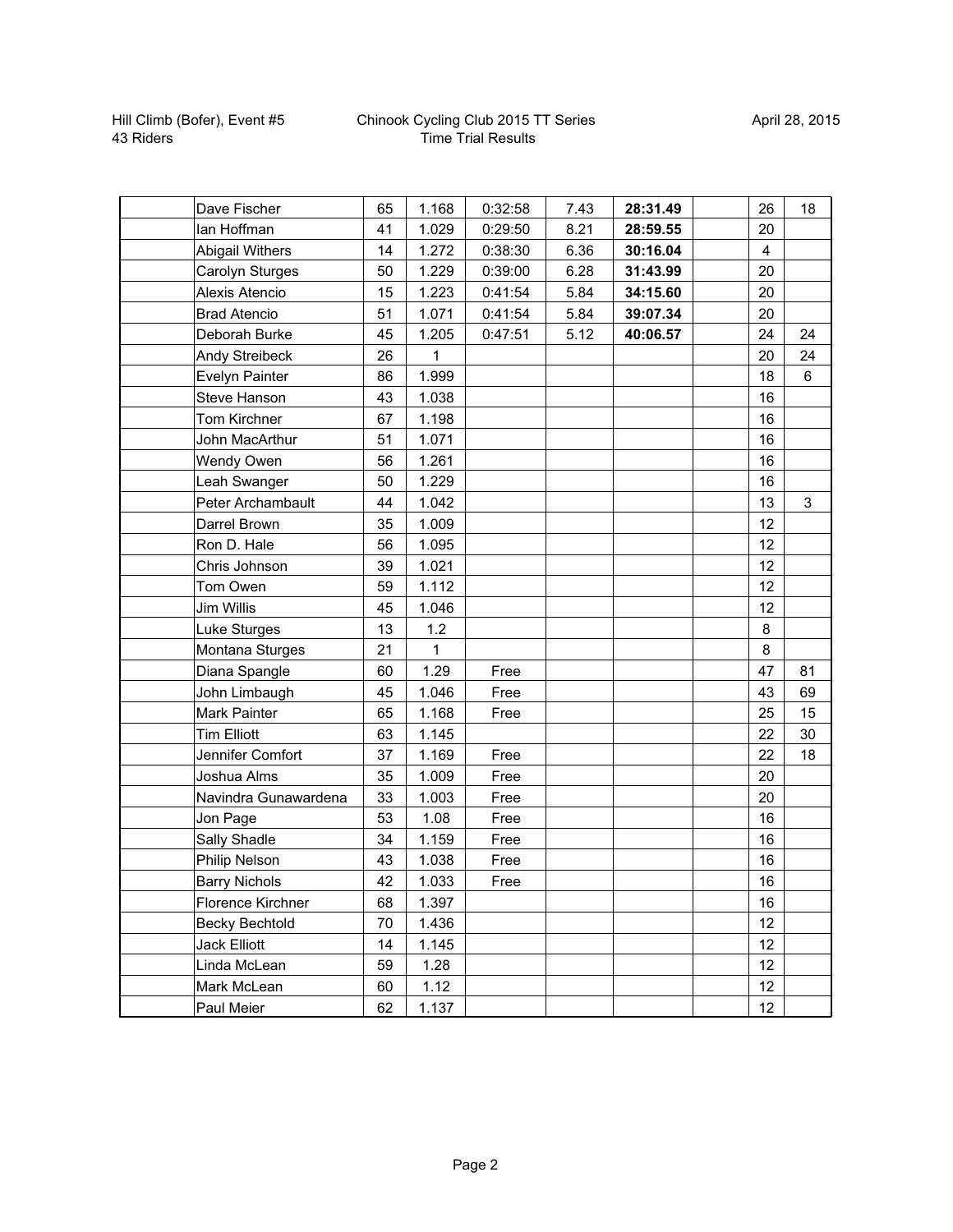Hill Climb (Bofer), Event #5
43 Riders

Chinook Cycling Club 2015 TT Series
Time Trial Results

April 28, 2015

| | | | | | | | | | |
|---|---|---|---|---|---|---|---|---|---|
| | Dave Fischer | 65 | 1.168 | 0:32:58 | 7.43 | **28:31.49** | | 26 | 18 |
| | Ian Hoffman | 41 | 1.029 | 0:29:50 | 8.21 | **28:59.55** | | 20 | |
| | Abigail Withers | 14 | 1.272 | 0:38:30 | 6.36 | **30:16.04** | | 4 | |
| | Carolyn Sturges | 50 | 1.229 | 0:39:00 | 6.28 | **31:43.99** | | 20 | |
| | Alexis Atencio | 15 | 1.223 | 0:41:54 | 5.84 | **34:15.60** | | 20 | |
| | Brad Atencio | 51 | 1.071 | 0:41:54 | 5.84 | **39:07.34** | | 20 | |
| | Deborah Burke | 45 | 1.205 | 0:47:51 | 5.12 | **40:06.57** | | 24 | 24 |
| | Andy Streibeck | 26 | 1 | | | | | 20 | 24 |
| | Evelyn Painter | 86 | 1.999 | | | | | 18 | 6 |
| | Steve Hanson | 43 | 1.038 | | | | | 16 | |
| | Tom Kirchner | 67 | 1.198 | | | | | 16 | |
| | John MacArthur | 51 | 1.071 | | | | | 16 | |
| | Wendy Owen | 56 | 1.261 | | | | | 16 | |
| | Leah Swanger | 50 | 1.229 | | | | | 16 | |
| | Peter Archambault | 44 | 1.042 | | | | | 13 | 3 |
| | Darrel Brown | 35 | 1.009 | | | | | 12 | |
| | Ron D. Hale | 56 | 1.095 | | | | | 12 | |
| | Chris Johnson | 39 | 1.021 | | | | | 12 | |
| | Tom Owen | 59 | 1.112 | | | | | 12 | |
| | Jim Willis | 45 | 1.046 | | | | | 12 | |
| | Luke Sturges | 13 | 1.2 | | | | | 8 | |
| | Montana Sturges | 21 | 1 | | | | | 8 | |
| | Diana Spangle | 60 | 1.29 | Free | | | | 47 | 81 |
| | John Limbaugh | 45 | 1.046 | Free | | | | 43 | 69 |
| | Mark Painter | 65 | 1.168 | Free | | | | 25 | 15 |
| | Tim Elliott | 63 | 1.145 | | | | | 22 | 30 |
| | Jennifer Comfort | 37 | 1.169 | Free | | | | 22 | 18 |
| | Joshua Alms | 35 | 1.009 | Free | | | | 20 | |
| | Navindra Gunawardena | 33 | 1.003 | Free | | | | 20 | |
| | Jon Page | 53 | 1.08 | Free | | | | 16 | |
| | Sally Shadle | 34 | 1.159 | Free | | | | 16 | |
| | Philip Nelson | 43 | 1.038 | Free | | | | 16 | |
| | Barry Nichols | 42 | 1.033 | Free | | | | 16 | |
| | Florence Kirchner | 68 | 1.397 | | | | | 16 | |
| | Becky Bechtold | 70 | 1.436 | | | | | 12 | |
| | Jack Elliott | 14 | 1.145 | | | | | 12 | |
| | Linda McLean | 59 | 1.28 | | | | | 12 | |
| | Mark McLean | 60 | 1.12 | | | | | 12 | |
| | Paul Meier | 62 | 1.137 | | | | | 12 | |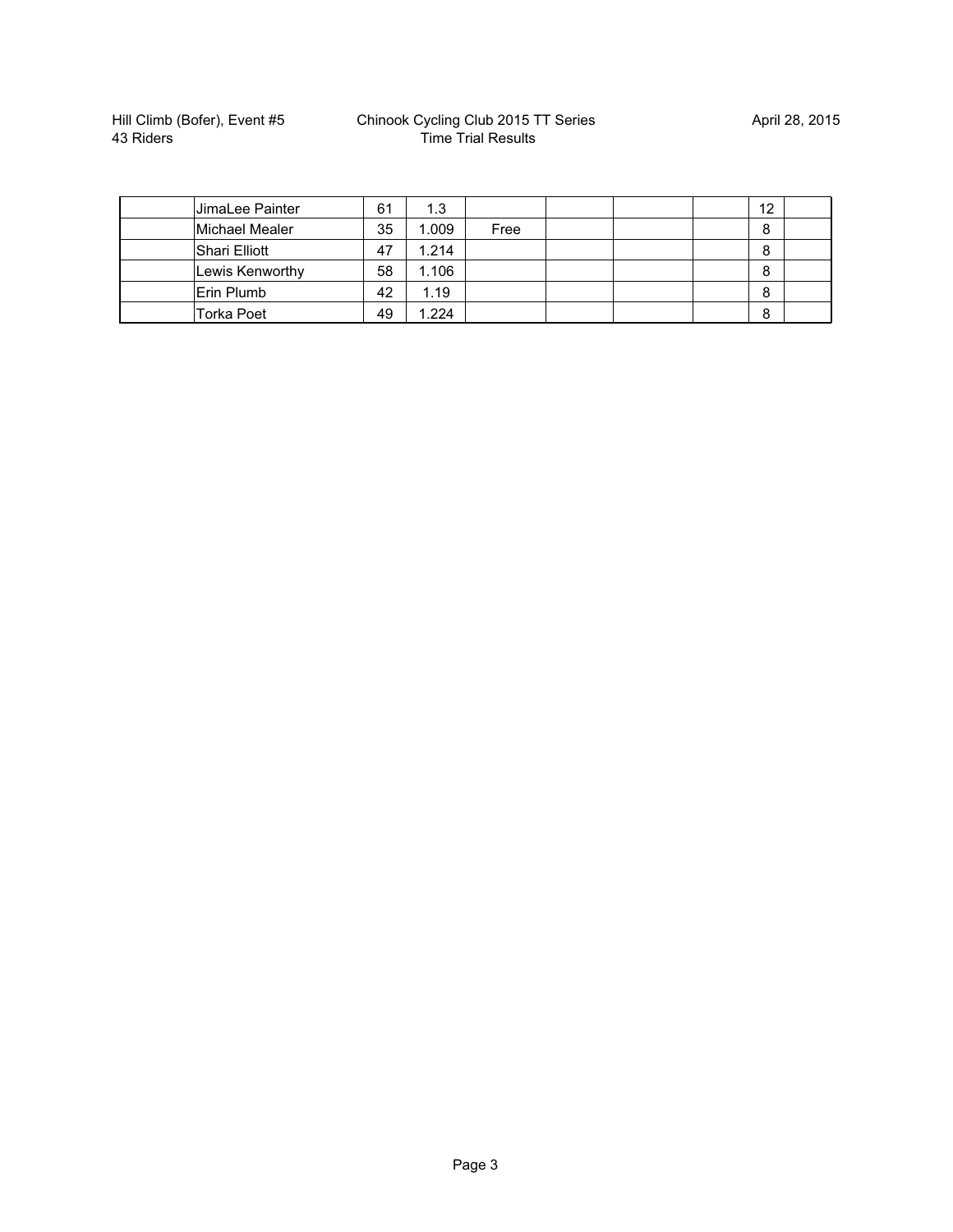| | | | | | | | | | |
|---|---|---|---|---|---|---|---|---|---|
| | JimaLee Painter | 61 | 1.3 | | | | | 12 | |
| | Michael Mealer | 35 | 1.009 | Free | | | | 8 | |
| | Shari Elliott | 47 | 1.214 | | | | | 8 | |
| | Lewis Kenworthy | 58 | 1.106 | | | | | 8 | |
| | Erin Plumb | 42 | 1.19 | | | | | 8 | |
| | Torka Poet | 49 | 1.224 | | | | | 8 | |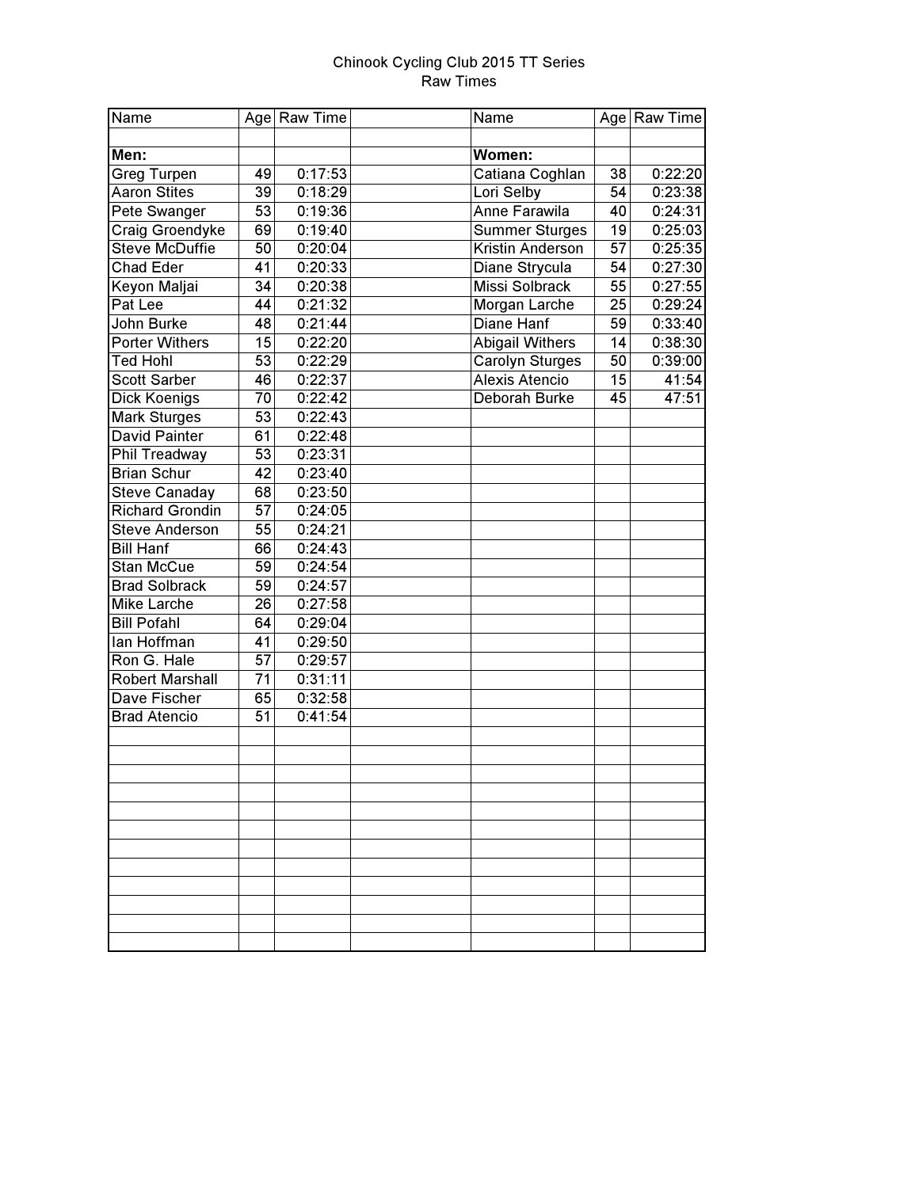Chinook Cycling Club 2015 TT Series

Raw Times

| Name | Age | Raw Time | | Name | Age | Raw Time |
|---|---|---|---|---|---|---|
| | | | | | | |
| **Men:** | | | | **Women:** | | |
| Greg Turpen | 49 | 0:17:53 | | Catiana Coghlan | 38 | 0:22:20 |
| Aaron Stites | 39 | 0:18:29 | | Lori Selby | 54 | 0:23:38 |
| Pete Swanger | 53 | 0:19:36 | | Anne Farawila | 40 | 0:24:31 |
| Craig Groendyke | 69 | 0:19:40 | | Summer Sturges | 19 | 0:25:03 |
| Steve McDuffie | 50 | 0:20:04 | | Kristin Anderson | 57 | 0:25:35 |
| Chad Eder | 41 | 0:20:33 | | Diane Strycula | 54 | 0:27:30 |
| Keyon Maljai | 34 | 0:20:38 | | Missi Solbrack | 55 | 0:27:55 |
| Pat Lee | 44 | 0:21:32 | | Morgan Larche | 25 | 0:29:24 |
| John Burke | 48 | 0:21:44 | | Diane Hanf | 59 | 0:33:40 |
| Porter Withers | 15 | 0:22:20 | | Abigail Withers | 14 | 0:38:30 |
| Ted Hohl | 53 | 0:22:29 | | Carolyn Sturges | 50 | 0:39:00 |
| Scott Sarber | 46 | 0:22:37 | | Alexis Atencio | 15 | 41:54 |
| Dick Koenigs | 70 | 0:22:42 | | Deborah Burke | 45 | 47:51 |
| Mark Sturges | 53 | 0:22:43 | | | | |
| David Painter | 61 | 0:22:48 | | | | |
| Phil Treadway | 53 | 0:23:31 | | | | |
| Brian Schur | 42 | 0:23:40 | | | | |
| Steve Canaday | 68 | 0:23:50 | | | | |
| Richard Grondin | 57 | 0:24:05 | | | | |
| Steve Anderson | 55 | 0:24:21 | | | | |
| Bill Hanf | 66 | 0:24:43 | | | | |
| Stan McCue | 59 | 0:24:54 | | | | |
| Brad Solbrack | 59 | 0:24:57 | | | | |
| Mike Larche | 26 | 0:27:58 | | | | |
| Bill Pofahl | 64 | 0:29:04 | | | | |
| Ian Hoffman | 41 | 0:29:50 | | | | |
| Ron G. Hale | 57 | 0:29:57 | | | | |
| Robert Marshall | 71 | 0:31:11 | | | | |
| Dave Fischer | 65 | 0:32:58 | | | | |
| Brad Atencio | 51 | 0:41:54 | | | | |